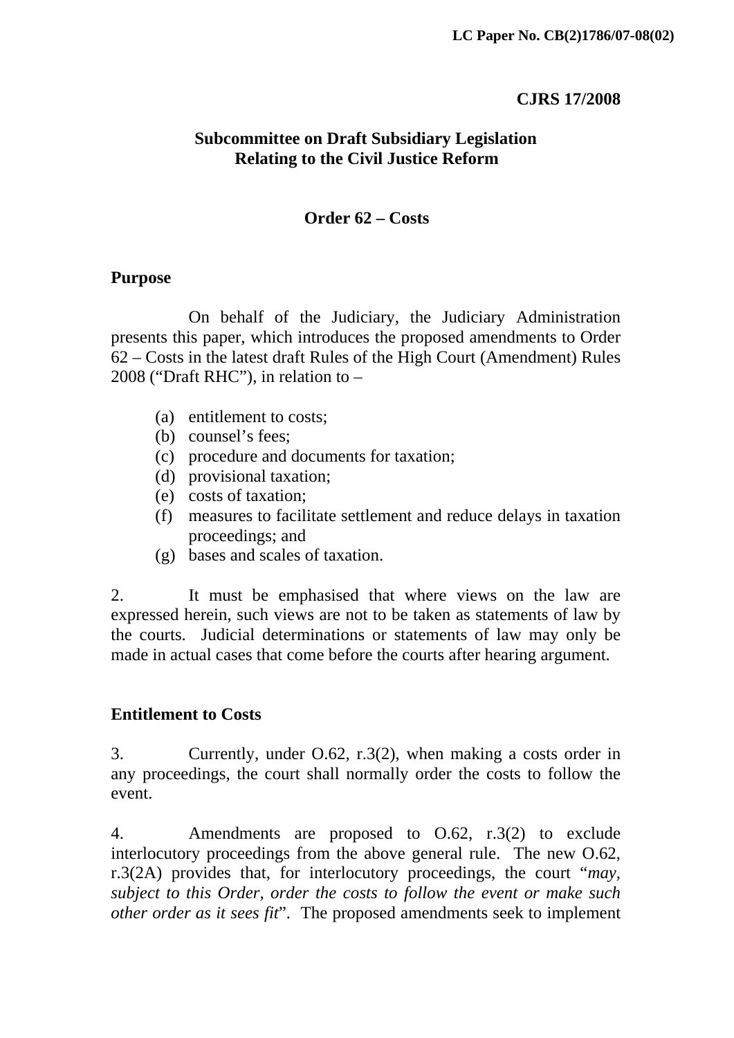LC Paper No. CB(2)1786/07-08(02)

**CJRS 17/2008**

**Subcommittee on Draft Subsidiary Legislation Relating to the Civil Justice Reform**

**Order 62 – Costs**

## Purpose

On behalf of the Judiciary, the Judiciary Administration presents this paper, which introduces the proposed amendments to Order 62 – Costs in the latest draft Rules of the High Court (Amendment) Rules 2008 ("Draft RHC"), in relation to –

(a) entitlement to costs;
(b) counsel's fees;
(c) procedure and documents for taxation;
(d) provisional taxation;
(e) costs of taxation;
(f) measures to facilitate settlement and reduce delays in taxation proceedings; and
(g) bases and scales of taxation.

2. It must be emphasised that where views on the law are expressed herein, such views are not to be taken as statements of law by the courts. Judicial determinations or statements of law may only be made in actual cases that come before the courts after hearing argument.

## Entitlement to Costs

3. Currently, under O.62, r.3(2), when making a costs order in any proceedings, the court shall normally order the costs to follow the event.

4. Amendments are proposed to O.62, r.3(2) to exclude interlocutory proceedings from the above general rule. The new O.62, r.3(2A) provides that, for interlocutory proceedings, the court "*may, subject to this Order, order the costs to follow the event or make such other order as it sees fit*". The proposed amendments seek to implement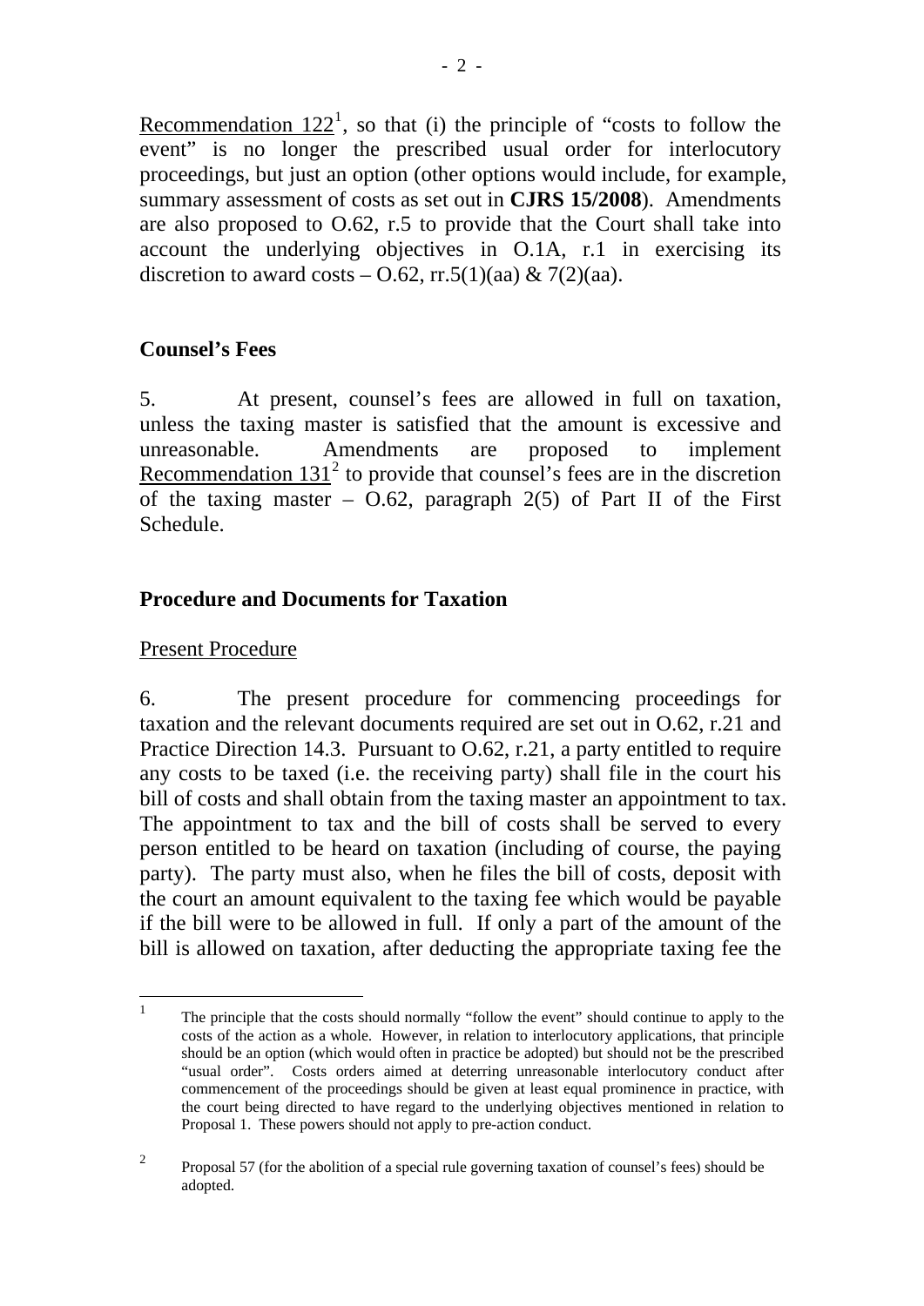Recommendation 122[1], so that (i) the principle of "costs to follow the event" is no longer the prescribed usual order for interlocutory proceedings, but just an option (other options would include, for example, summary assessment of costs as set out in **CJRS 15/2008**). Amendments are also proposed to O.62, r.5 to provide that the Court shall take into account the underlying objectives in O.1A, r.1 in exercising its discretion to award costs – O.62, rr.5(1)(aa) & 7(2)(aa).

## Counsel's Fees

5. At present, counsel's fees are allowed in full on taxation, unless the taxing master is satisfied that the amount is excessive and unreasonable. Amendments are proposed to implement Recommendation 131[2] to provide that counsel's fees are in the discretion of the taxing master – O.62, paragraph 2(5) of Part II of the First Schedule.

## Procedure and Documents for Taxation

### Present Procedure

6. The present procedure for commencing proceedings for taxation and the relevant documents required are set out in O.62, r.21 and Practice Direction 14.3. Pursuant to O.62, r.21, a party entitled to require any costs to be taxed (i.e. the receiving party) shall file in the court his bill of costs and shall obtain from the taxing master an appointment to tax. The appointment to tax and the bill of costs shall be served to every person entitled to be heard on taxation (including of course, the paying party). The party must also, when he files the bill of costs, deposit with the court an amount equivalent to the taxing fee which would be payable if the bill were to be allowed in full. If only a part of the amount of the bill is allowed on taxation, after deducting the appropriate taxing fee the

---

[1] The principle that the costs should normally "follow the event" should continue to apply to the costs of the action as a whole. However, in relation to interlocutory applications, that principle should be an option (which would often in practice be adopted) but should not be the prescribed "usual order". Costs orders aimed at deterring unreasonable interlocutory conduct after commencement of the proceedings should be given at least equal prominence in practice, with the court being directed to have regard to the underlying objectives mentioned in relation to Proposal 1. These powers should not apply to pre-action conduct.

[2] Proposal 57 (for the abolition of a special rule governing taxation of counsel's fees) should be adopted.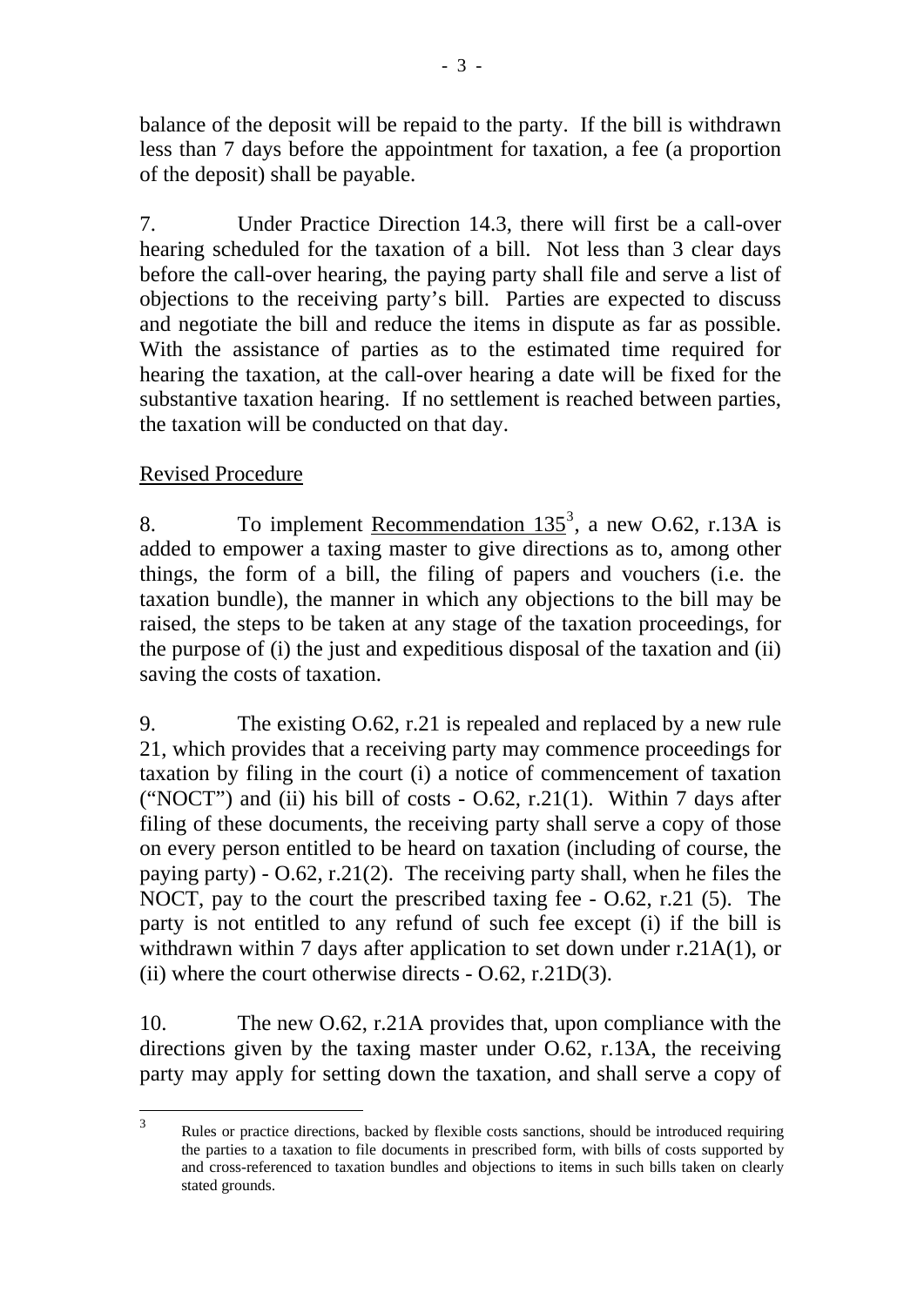balance of the deposit will be repaid to the party. If the bill is withdrawn less than 7 days before the appointment for taxation, a fee (a proportion of the deposit) shall be payable.

7. Under Practice Direction 14.3, there will first be a call-over hearing scheduled for the taxation of a bill. Not less than 3 clear days before the call-over hearing, the paying party shall file and serve a list of objections to the receiving party's bill. Parties are expected to discuss and negotiate the bill and reduce the items in dispute as far as possible. With the assistance of parties as to the estimated time required for hearing the taxation, at the call-over hearing a date will be fixed for the substantive taxation hearing. If no settlement is reached between parties, the taxation will be conducted on that day.

Revised Procedure

8. To implement Recommendation 135[3], a new O.62, r.13A is added to empower a taxing master to give directions as to, among other things, the form of a bill, the filing of papers and vouchers (i.e. the taxation bundle), the manner in which any objections to the bill may be raised, the steps to be taken at any stage of the taxation proceedings, for the purpose of (i) the just and expeditious disposal of the taxation and (ii) saving the costs of taxation.

9. The existing O.62, r.21 is repealed and replaced by a new rule 21, which provides that a receiving party may commence proceedings for taxation by filing in the court (i) a notice of commencement of taxation ("NOCT") and (ii) his bill of costs - O.62, r.21(1). Within 7 days after filing of these documents, the receiving party shall serve a copy of those on every person entitled to be heard on taxation (including of course, the paying party) - O.62, r.21(2). The receiving party shall, when he files the NOCT, pay to the court the prescribed taxing fee - O.62, r.21 (5). The party is not entitled to any refund of such fee except (i) if the bill is withdrawn within 7 days after application to set down under r.21A(1), or (ii) where the court otherwise directs - O.62, r.21D(3).

10. The new O.62, r.21A provides that, upon compliance with the directions given by the taxing master under O.62, r.13A, the receiving party may apply for setting down the taxation, and shall serve a copy of

[3] Rules or practice directions, backed by flexible costs sanctions, should be introduced requiring the parties to a taxation to file documents in prescribed form, with bills of costs supported by and cross-referenced to taxation bundles and objections to items in such bills taken on clearly stated grounds.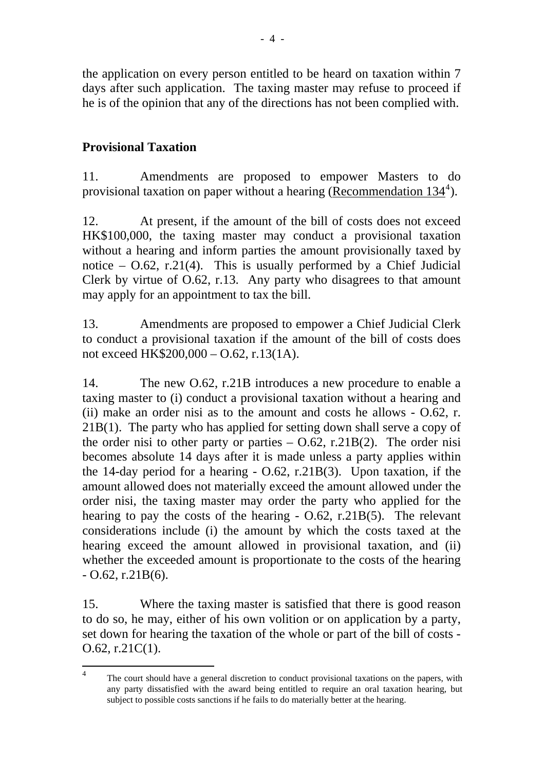the application on every person entitled to be heard on taxation within 7 days after such application. The taxing master may refuse to proceed if he is of the opinion that any of the directions has not been complied with.

## Provisional Taxation

11. Amendments are proposed to empower Masters to do provisional taxation on paper without a hearing (Recommendation 134[4]).

12. At present, if the amount of the bill of costs does not exceed HK$100,000, the taxing master may conduct a provisional taxation without a hearing and inform parties the amount provisionally taxed by notice – O.62, r.21(4). This is usually performed by a Chief Judicial Clerk by virtue of O.62, r.13. Any party who disagrees to that amount may apply for an appointment to tax the bill.

13. Amendments are proposed to empower a Chief Judicial Clerk to conduct a provisional taxation if the amount of the bill of costs does not exceed HK$200,000 – O.62, r.13(1A).

14. The new O.62, r.21B introduces a new procedure to enable a taxing master to (i) conduct a provisional taxation without a hearing and (ii) make an order nisi as to the amount and costs he allows - O.62, r. 21B(1). The party who has applied for setting down shall serve a copy of the order nisi to other party or parties – O.62, r.21B(2). The order nisi becomes absolute 14 days after it is made unless a party applies within the 14-day period for a hearing - O.62, r.21B(3). Upon taxation, if the amount allowed does not materially exceed the amount allowed under the order nisi, the taxing master may order the party who applied for the hearing to pay the costs of the hearing - O.62, r.21B(5). The relevant considerations include (i) the amount by which the costs taxed at the hearing exceed the amount allowed in provisional taxation, and (ii) whether the exceeded amount is proportionate to the costs of the hearing - O.62, r.21B(6).

15. Where the taxing master is satisfied that there is good reason to do so, he may, either of his own volition or on application by a party, set down for hearing the taxation of the whole or part of the bill of costs - O.62, r.21C(1).

---

[4] The court should have a general discretion to conduct provisional taxations on the papers, with any party dissatisfied with the award being entitled to require an oral taxation hearing, but subject to possible costs sanctions if he fails to do materially better at the hearing.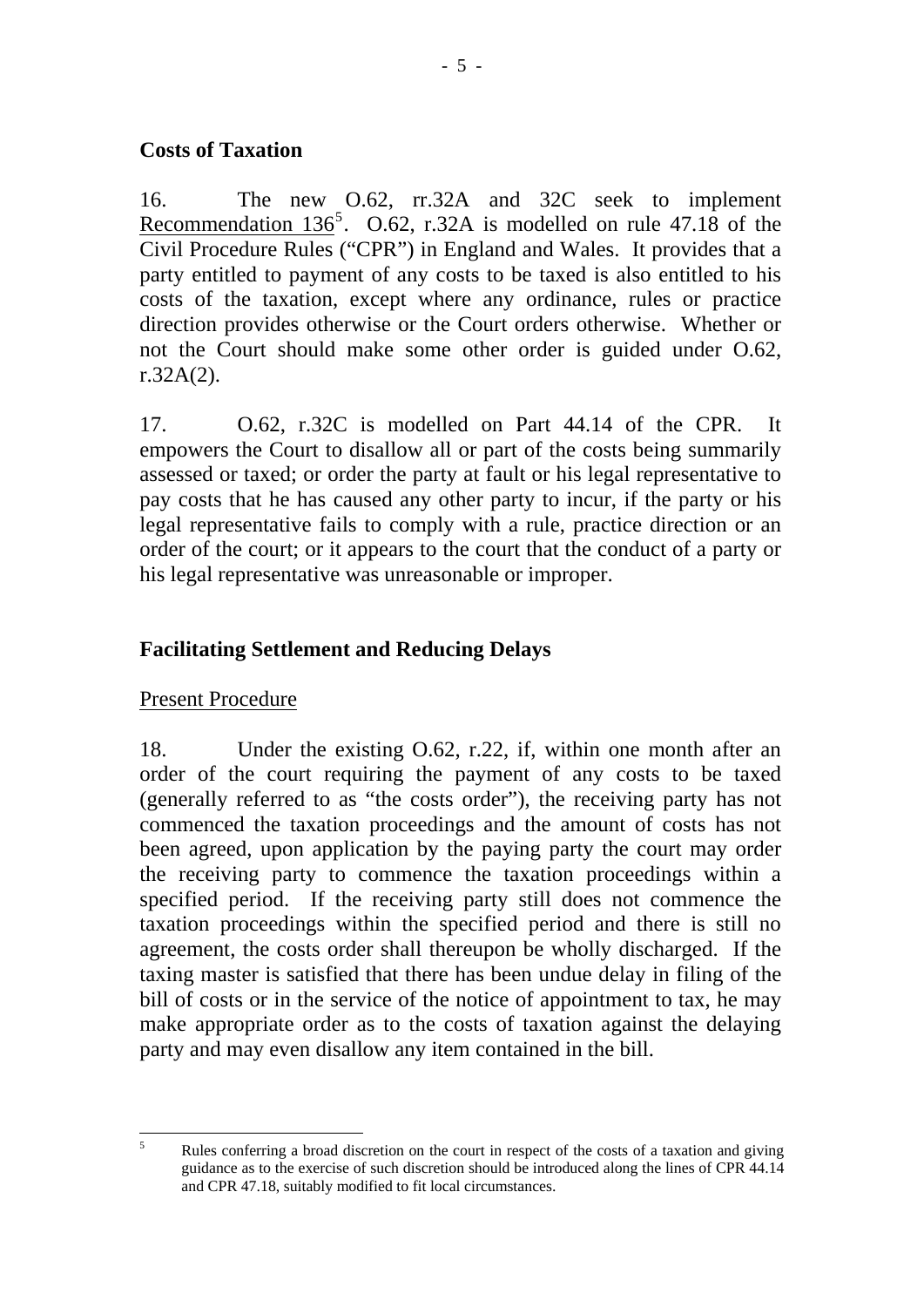## Costs of Taxation

16. The new O.62, rr.32A and 32C seek to implement Recommendation 136[5]. O.62, r.32A is modelled on rule 47.18 of the Civil Procedure Rules ("CPR") in England and Wales. It provides that a party entitled to payment of any costs to be taxed is also entitled to his costs of the taxation, except where any ordinance, rules or practice direction provides otherwise or the Court orders otherwise. Whether or not the Court should make some other order is guided under O.62, r.32A(2).

17. O.62, r.32C is modelled on Part 44.14 of the CPR. It empowers the Court to disallow all or part of the costs being summarily assessed or taxed; or order the party at fault or his legal representative to pay costs that he has caused any other party to incur, if the party or his legal representative fails to comply with a rule, practice direction or an order of the court; or it appears to the court that the conduct of a party or his legal representative was unreasonable or improper.

## Facilitating Settlement and Reducing Delays

### Present Procedure

18. Under the existing O.62, r.22, if, within one month after an order of the court requiring the payment of any costs to be taxed (generally referred to as "the costs order"), the receiving party has not commenced the taxation proceedings and the amount of costs has not been agreed, upon application by the paying party the court may order the receiving party to commence the taxation proceedings within a specified period. If the receiving party still does not commence the taxation proceedings within the specified period and there is still no agreement, the costs order shall thereupon be wholly discharged. If the taxing master is satisfied that there has been undue delay in filing of the bill of costs or in the service of the notice of appointment to tax, he may make appropriate order as to the costs of taxation against the delaying party and may even disallow any item contained in the bill.

---

[5] Rules conferring a broad discretion on the court in respect of the costs of a taxation and giving guidance as to the exercise of such discretion should be introduced along the lines of CPR 44.14 and CPR 47.18, suitably modified to fit local circumstances.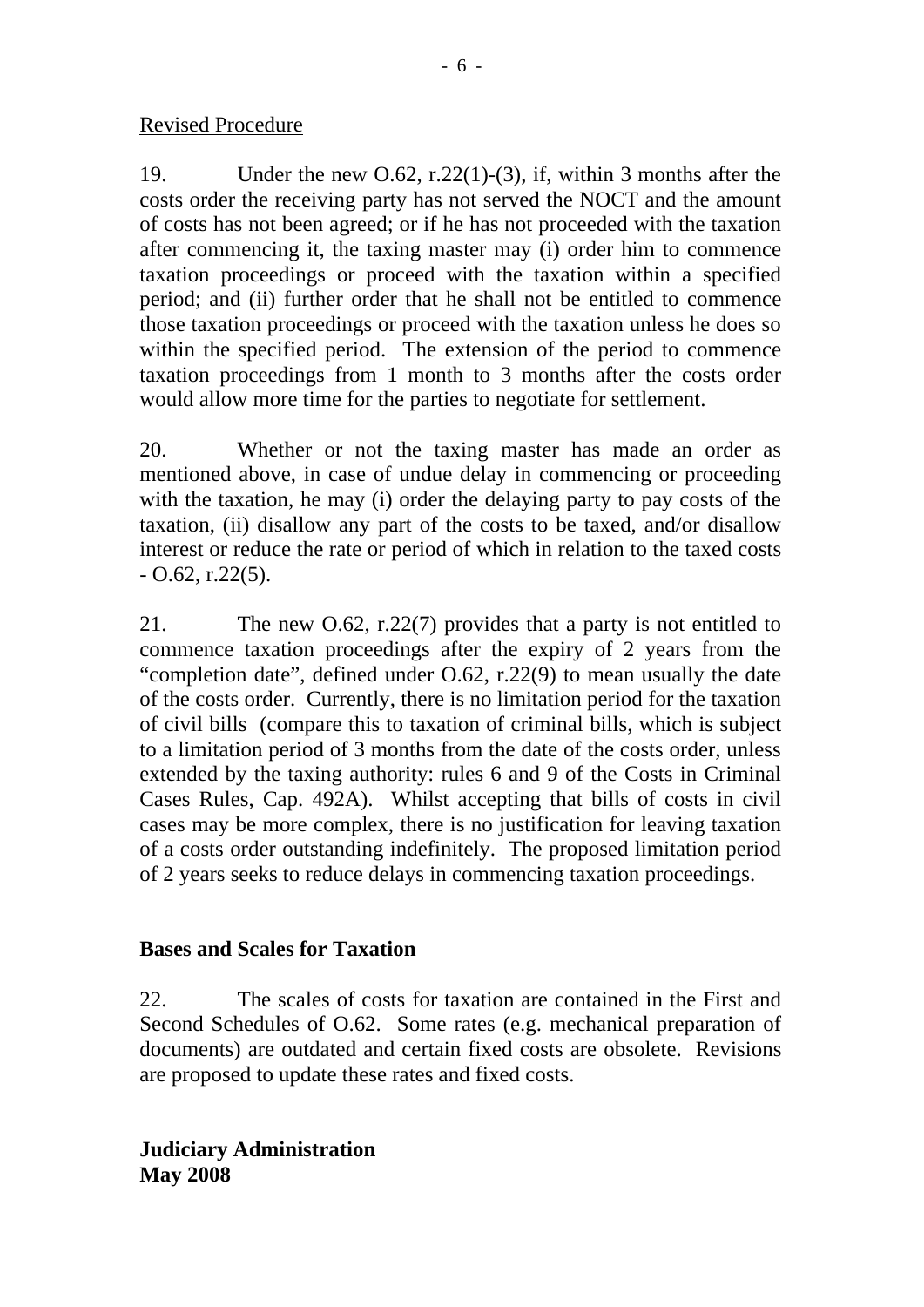Revised Procedure

19. Under the new O.62, r.22(1)-(3), if, within 3 months after the costs order the receiving party has not served the NOCT and the amount of costs has not been agreed; or if he has not proceeded with the taxation after commencing it, the taxing master may (i) order him to commence taxation proceedings or proceed with the taxation within a specified period; and (ii) further order that he shall not be entitled to commence those taxation proceedings or proceed with the taxation unless he does so within the specified period. The extension of the period to commence taxation proceedings from 1 month to 3 months after the costs order would allow more time for the parties to negotiate for settlement.

20. Whether or not the taxing master has made an order as mentioned above, in case of undue delay in commencing or proceeding with the taxation, he may (i) order the delaying party to pay costs of the taxation, (ii) disallow any part of the costs to be taxed, and/or disallow interest or reduce the rate or period of which in relation to the taxed costs - O.62, r.22(5).

21. The new O.62, r.22(7) provides that a party is not entitled to commence taxation proceedings after the expiry of 2 years from the "completion date", defined under O.62, r.22(9) to mean usually the date of the costs order. Currently, there is no limitation period for the taxation of civil bills (compare this to taxation of criminal bills, which is subject to a limitation period of 3 months from the date of the costs order, unless extended by the taxing authority: rules 6 and 9 of the Costs in Criminal Cases Rules, Cap. 492A). Whilst accepting that bills of costs in civil cases may be more complex, there is no justification for leaving taxation of a costs order outstanding indefinitely. The proposed limitation period of 2 years seeks to reduce delays in commencing taxation proceedings.

**Bases and Scales for Taxation**

22. The scales of costs for taxation are contained in the First and Second Schedules of O.62. Some rates (e.g. mechanical preparation of documents) are outdated and certain fixed costs are obsolete. Revisions are proposed to update these rates and fixed costs.

**Judiciary Administration**
**May 2008**